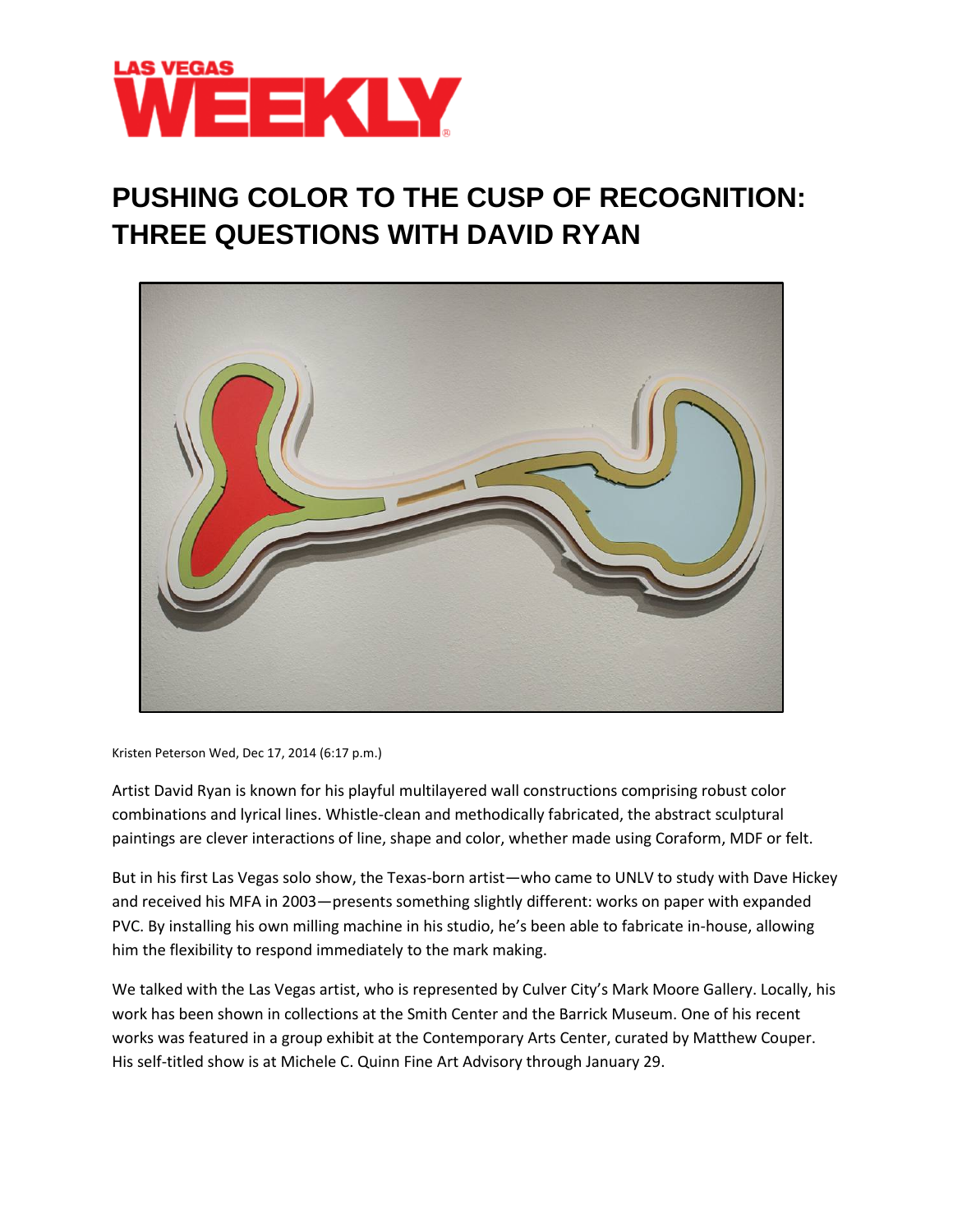LAS VEGAS WEEKLY

# PUSHING COLOR TO THE CUSP OF RECOGNITION: THREE QUESTIONS WITH DAVID RYAN

Kristen Peterson Wed, Dec 17, 2014 (6:17 p.m.)

Artist David Ryan is known for his playful multilayered wall constructions comprising robust color combinations and lyrical lines. Whistle-clean and methodically fabricated, the abstract sculptural paintings are clever interactions of line, shape and color, whether made using Coraform, MDF or felt.

But in his first Las Vegas solo show, the Texas-born artist—who came to UNLV to study with Dave Hickey and received his MFA in 2003—presents something slightly different: works on paper with expanded PVC. By installing his own milling machine in his studio, he's been able to fabricate in-house, allowing him the flexibility to respond immediately to the mark making.

We talked with the Las Vegas artist, who is represented by Culver City's Mark Moore Gallery. Locally, his work has been shown in collections at the Smith Center and the Barrick Museum. One of his recent works was featured in a group exhibit at the Contemporary Arts Center, curated by Matthew Couper. His self-titled show is at Michele C. Quinn Fine Art Advisory through January 29.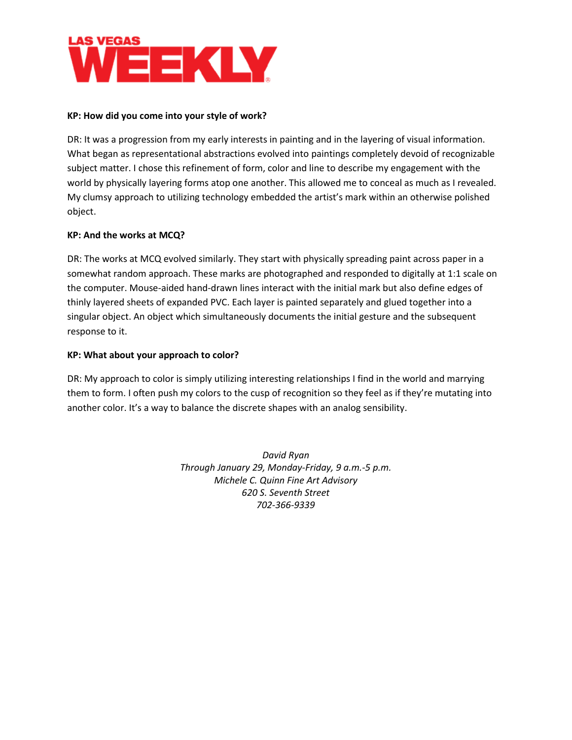**KP: How did you come into your style of work?**

DR: It was a progression from my early interests in painting and in the layering of visual information. What began as representational abstractions evolved into paintings completely devoid of recognizable subject matter. I chose this refinement of form, color and line to describe my engagement with the world by physically layering forms atop one another. This allowed me to conceal as much as I revealed. My clumsy approach to utilizing technology embedded the artist's mark within an otherwise polished object.

**KP: And the works at MCQ?**

DR: The works at MCQ evolved similarly. They start with physically spreading paint across paper in a somewhat random approach. These marks are photographed and responded to digitally at 1:1 scale on the computer. Mouse-aided hand-drawn lines interact with the initial mark but also define edges of thinly layered sheets of expanded PVC. Each layer is painted separately and glued together into a singular object. An object which simultaneously documents the initial gesture and the subsequent response to it.

**KP: What about your approach to color?**

DR: My approach to color is simply utilizing interesting relationships I find in the world and marrying them to form. I often push my colors to the cusp of recognition so they feel as if they're mutating into another color. It's a way to balance the discrete shapes with an analog sensibility.

*David Ryan*
*Through January 29, Monday-Friday, 9 a.m.-5 p.m.*
*Michele C. Quinn Fine Art Advisory*
*620 S. Seventh Street*
*702-366-9339*